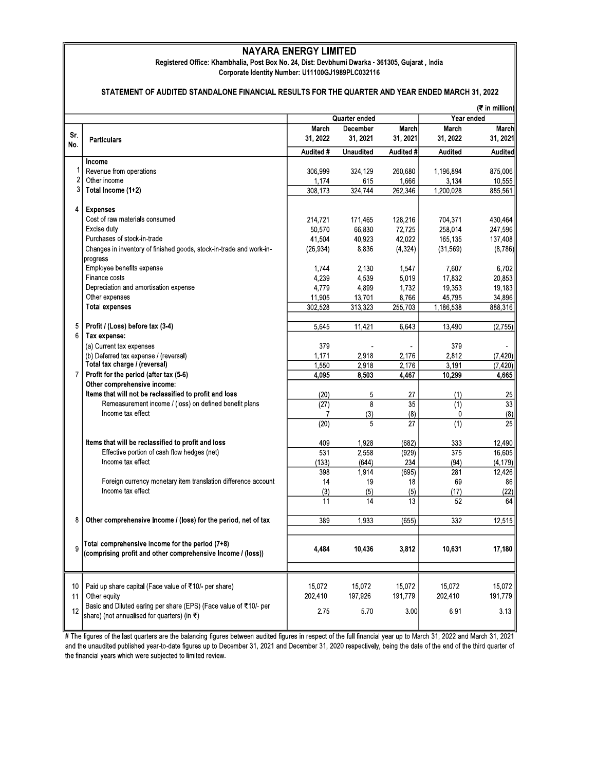# NAYARA ENERGY LIMITED

Registered Office: Khambhalia, Post Box No. 24, Dist: Devbhumi Dwarka - 361305, Gujarat , India

Corporate Identity Number: U11100GJ1989PLC032116

## STATEMENT OF AUDITED STANDALONE FINANCIAL RESULTS FOR THE QUARTER AND YEAR ENDED MARCH 31, 2022

(₹ in million)

| Sr. No. | Particulars | Quarter ended | | | Year ended | |
|---|---|---|---|---|---|---|
| | | March 31, 2022 | December 31, 2021 | March 31, 2021 | March 31, 2022 | March 31, 2021 |
| | | Audited # | Unaudited | Audited # | Audited | Audited |
| | **Income** | | | | | |
| 1 | Revenue from operations | 306,999 | 324,129 | 260,680 | 1,196,894 | 875,006 |
| 2 | Other income | 1,174 | 615 | 1,666 | 3,134 | 10,555 |
| 3 | **Total Income (1+2)** | 308,173 | 324,744 | 262,346 | 1,200,028 | 885,561 |
| 4 | **Expenses** | | | | | |
| | Cost of raw materials consumed | 214,721 | 171,465 | 128,216 | 704,371 | 430,464 |
| | Excise duty | 50,570 | 66,830 | 72,725 | 258,014 | 247,596 |
| | Purchases of stock-in-trade | 41,504 | 40,923 | 42,022 | 165,135 | 137,408 |
| | Changes in inventory of finished goods, stock-in-trade and work-in-progress | (26,934) | 8,836 | (4,324) | (31,569) | (8,786) |
| | Employee benefits expense | 1,744 | 2,130 | 1,547 | 7,607 | 6,702 |
| | Finance costs | 4,239 | 4,539 | 5,019 | 17,832 | 20,853 |
| | Depreciation and amortisation expense | 4,779 | 4,899 | 1,732 | 19,353 | 19,183 |
| | Other expenses | 11,905 | 13,701 | 8,766 | 45,795 | 34,896 |
| | **Total expenses** | 302,528 | 313,323 | 255,703 | 1,186,538 | 888,316 |
| 5 | **Profit / (Loss) before tax (3-4)** | 5,645 | 11,421 | 6,643 | 13,490 | (2,755) |
| 6 | **Tax expense:** | | | | | |
| | (a) Current tax expenses | 379 | - | - | 379 | - |
| | (b) Deferred tax expense / (reversal) | 1,171 | 2,918 | 2,176 | 2,812 | (7,420) |
| | **Total tax charge / (reversal)** | 1,550 | 2,918 | 2,176 | 3,191 | (7,420) |
| 7 | **Profit for the period (after tax (5-6)** | **4,095** | **8,503** | **4,467** | **10,299** | **4,665** |
| | **Other comprehensive income:** | | | | | |
| | **Items that will not be reclassified to profit and loss** | (20) | 5 | 27 | (1) | 25 |
| | Remeasurement income / (loss) on defined benefit plans | (27) | 8 | 35 | (1) | 33 |
| | Income tax effect | 7 | (3) | (8) | 0 | (8) |
| | | (20) | 5 | 27 | (1) | 25 |
| | **Items that will be reclassified to profit and loss** | 409 | 1,928 | (682) | 333 | 12,490 |
| | Effective portion of cash flow hedges (net) | 531 | 2,558 | (929) | 375 | 16,605 |
| | Income tax effect | (133) | (644) | 234 | (94) | (4,179) |
| | | 398 | 1,914 | (695) | 281 | 12,426 |
| | Foreign currency monetary item translation difference account | 14 | 19 | 18 | 69 | 86 |
| | Income tax effect | (3) | (5) | (5) | (17) | (22) |
| | | 11 | 14 | 13 | 52 | 64 |
| 8 | **Other comprehensive Income / (loss) for the period, net of tax** | 389 | 1,933 | (655) | 332 | 12,515 |
| 9 | **Total comprehensive income for the period (7+8) (comprising profit and other comprehensive Income / (loss))** | **4,484** | **10,436** | **3,812** | **10,631** | **17,180** |
| 10 | Paid up share capital (Face value of ₹10/- per share) | 15,072 | 15,072 | 15,072 | 15,072 | 15,072 |
| 11 | Other equity | 202,410 | 197,926 | 191,779 | 202,410 | 191,779 |
| 12 | Basic and Diluted earing per share (EPS) (Face value of ₹10/- per share) (not annualised for quarters) (in ₹) | 2.75 | 5.70 | 3.00 | 6.91 | 3.13 |

# The figures of the last quarters are the balancing figures between audited figures in respect of the full financial year up to March 31, 2022 and March 31, 2021 and the unaudited published year-to-date figures up to December 31, 2021 and December 31, 2020 respectively, being the date of the end of the third quarter of the financial years which were subjected to limited review.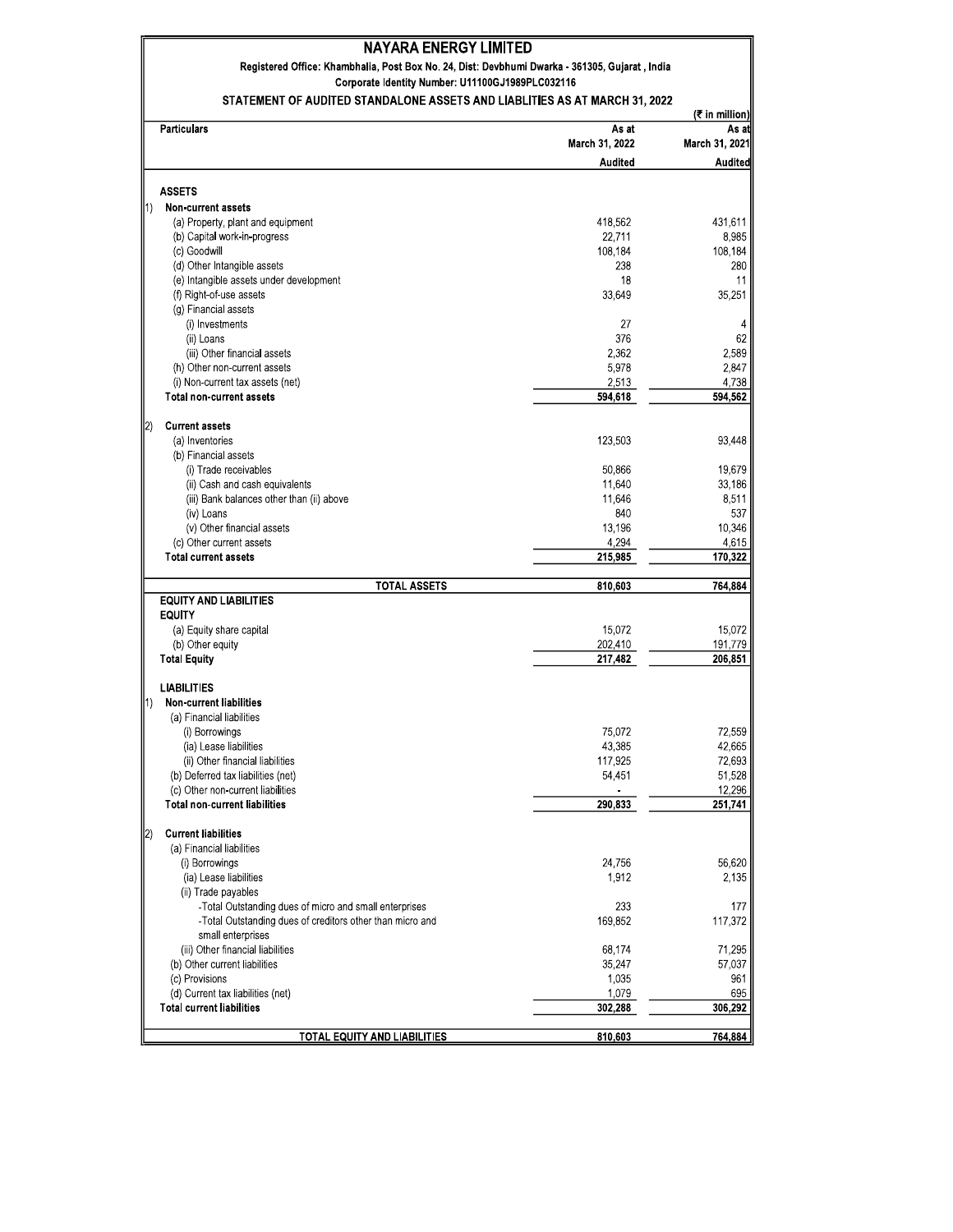# NAYARA ENERGY LIMITED

**Registered Office: Khambhalia, Post Box No. 24, Dist: Devbhumi Dwarka - 361305, Gujarat , India**

**Corporate Identity Number: U11100GJ1989PLC032116**

## STATEMENT OF AUDITED STANDALONE ASSETS AND LIABLITIES AS AT MARCH 31, 2022

(₹ in million)

| Particulars | As at March 31, 2022 Audited | As at March 31, 2021 Audited |
|---|---|---|
| **ASSETS** | | |
| **1) Non-current assets** | | |
| (a) Property, plant and equipment | 418,562 | 431,611 |
| (b) Capital work-in-progress | 22,711 | 8,985 |
| (c) Goodwill | 108,184 | 108,184 |
| (d) Other Intangible assets | 238 | 280 |
| (e) Intangible assets under development | 18 | 11 |
| (f) Right-of-use assets | 33,649 | 35,251 |
| (g) Financial assets | | |
| (i) Investments | 27 | 4 |
| (ii) Loans | 376 | 62 |
| (iii) Other financial assets | 2,362 | 2,589 |
| (h) Other non-current assets | 5,978 | 2,847 |
| (i) Non-current tax assets (net) | 2,513 | 4,738 |
| **Total non-current assets** | **594,618** | **594,562** |
| **2) Current assets** | | |
| (a) Inventories | 123,503 | 93,448 |
| (b) Financial assets | | |
| (i) Trade receivables | 50,866 | 19,679 |
| (ii) Cash and cash equivalents | 11,640 | 33,186 |
| (iii) Bank balances other than (ii) above | 11,646 | 8,511 |
| (iv) Loans | 840 | 537 |
| (v) Other financial assets | 13,196 | 10,346 |
| (c) Other current assets | 4,294 | 4,615 |
| **Total current assets** | **215,985** | **170,322** |
| **TOTAL ASSETS** | **810,603** | **764,884** |
| **EQUITY AND LIABILITIES** | | |
| **EQUITY** | | |
| (a) Equity share capital | 15,072 | 15,072 |
| (b) Other equity | 202,410 | 191,779 |
| **Total Equity** | **217,482** | **206,851** |
| **LIABILITIES** | | |
| **1) Non-current liabilities** | | |
| (a) Financial liabilities | | |
| (i) Borrowings | 75,072 | 72,559 |
| (ia) Lease liabilities | 43,385 | 42,665 |
| (ii) Other financial liabilities | 117,925 | 72,693 |
| (b) Deferred tax liabilities (net) | 54,451 | 51,528 |
| (c) Other non-current liabilities | - | 12,296 |
| **Total non-current liabilities** | **290,833** | **251,741** |
| **2) Current liabilities** | | |
| (a) Financial liabilities | | |
| (i) Borrowings | 24,756 | 56,620 |
| (ia) Lease liabilities | 1,912 | 2,135 |
| (ii) Trade payables | | |
| -Total Outstanding dues of micro and small enterprises | 233 | 177 |
| -Total Outstanding dues of creditors other than micro and small enterprises | 169,852 | 117,372 |
| (iii) Other financial liabilities | 68,174 | 71,295 |
| (b) Other current liabilities | 35,247 | 57,037 |
| (c) Provisions | 1,035 | 961 |
| (d) Current tax liabilities (net) | 1,079 | 695 |
| **Total current liabilities** | **302,288** | **306,292** |
| **TOTAL EQUITY AND LIABILITIES** | **810,603** | **764,884** |